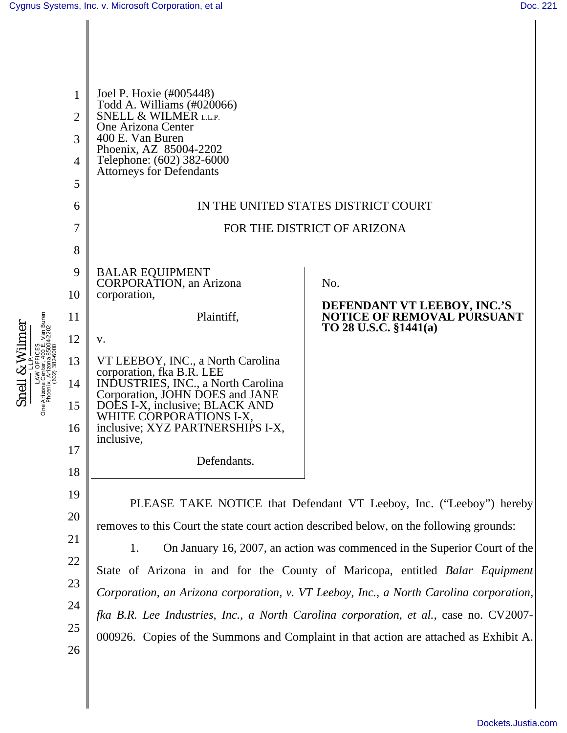Joel P. Hoxie (#005448)
Todd A. Williams (#020066)
SNELL & WILMER L.L.P.
One Arizona Center
400 E. Van Buren
Phoenix, AZ 85004-2202
Telephone: (602) 382-6000
Attorneys for Defendants

IN THE UNITED STATES DISTRICT COURT

FOR THE DISTRICT OF ARIZONA

BALAR EQUIPMENT CORPORATION, an Arizona corporation,

Plaintiff,

v.

VT LEEBOY, INC., a North Carolina corporation, fka B.R. LEE INDUSTRIES, INC., a North Carolina Corporation, JOHN DOES and JANE DOES I-X, inclusive; BLACK AND WHITE CORPORATIONS I-X, inclusive; XYZ PARTNERSHIPS I-X, inclusive,

Defendants.

No.

**DEFENDANT VT LEEBOY, INC.'S NOTICE OF REMOVAL PURSUANT TO 28 U.S.C. §1441(a)**

PLEASE TAKE NOTICE that Defendant VT Leeboy, Inc. ("Leeboy") hereby removes to this Court the state court action described below, on the following grounds:

1. On January 16, 2007, an action was commenced in the Superior Court of the State of Arizona in and for the County of Maricopa, entitled *Balar Equipment Corporation, an Arizona corporation, v. VT Leeboy, Inc., a North Carolina corporation, fka B.R. Lee Industries, Inc., a North Carolina corporation, et al.*, case no. CV2007-000926. Copies of the Summons and Complaint in that action are attached as Exhibit A.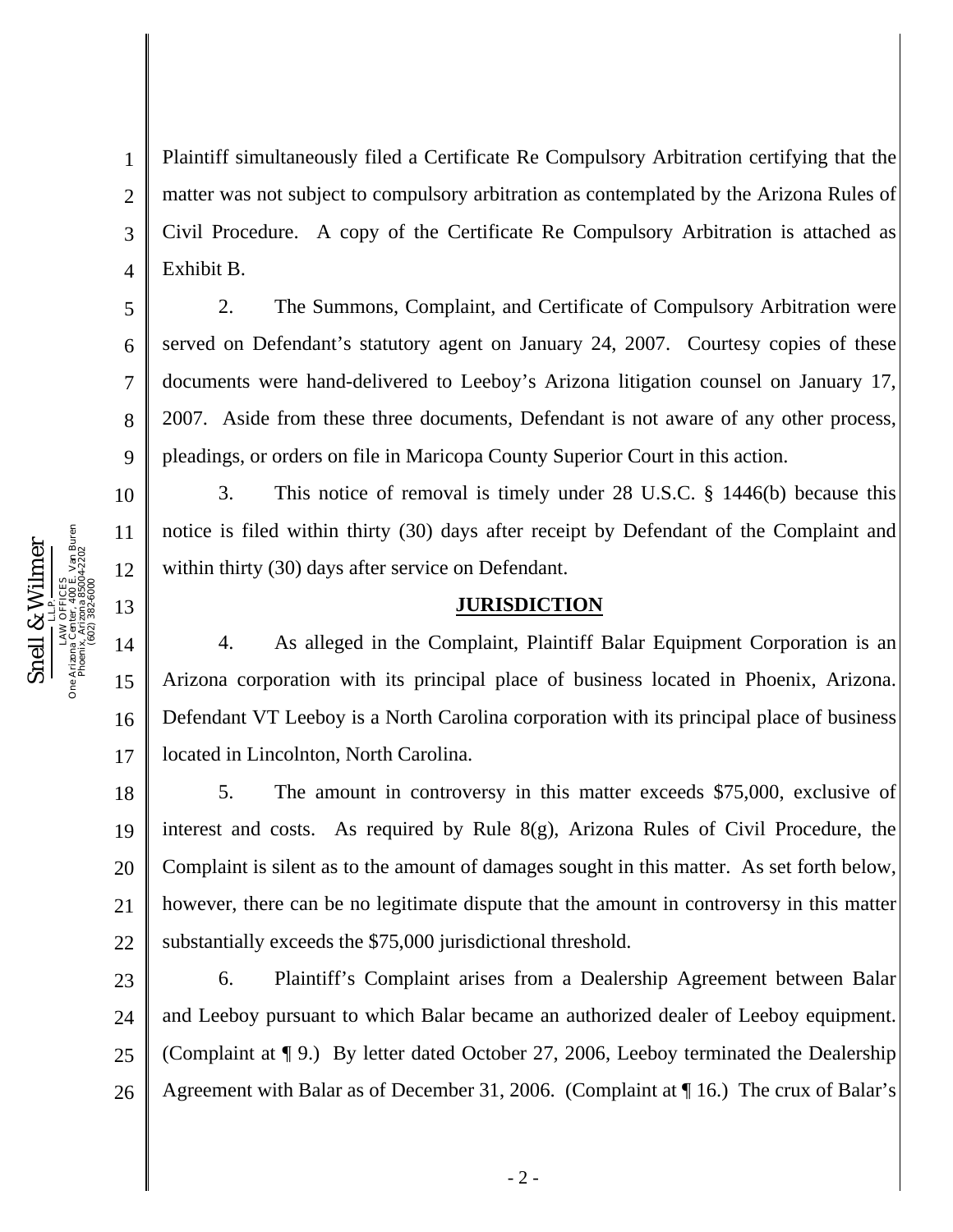Plaintiff simultaneously filed a Certificate Re Compulsory Arbitration certifying that the matter was not subject to compulsory arbitration as contemplated by the Arizona Rules of Civil Procedure. A copy of the Certificate Re Compulsory Arbitration is attached as Exhibit B.

2. The Summons, Complaint, and Certificate of Compulsory Arbitration were served on Defendant's statutory agent on January 24, 2007. Courtesy copies of these documents were hand-delivered to Leeboy's Arizona litigation counsel on January 17, 2007. Aside from these three documents, Defendant is not aware of any other process, pleadings, or orders on file in Maricopa County Superior Court in this action.

3. This notice of removal is timely under 28 U.S.C. § 1446(b) because this notice is filed within thirty (30) days after receipt by Defendant of the Complaint and within thirty (30) days after service on Defendant.

## JURISDICTION

4. As alleged in the Complaint, Plaintiff Balar Equipment Corporation is an Arizona corporation with its principal place of business located in Phoenix, Arizona. Defendant VT Leeboy is a North Carolina corporation with its principal place of business located in Lincolnton, North Carolina.

5. The amount in controversy in this matter exceeds $75,000, exclusive of interest and costs. As required by Rule 8(g), Arizona Rules of Civil Procedure, the Complaint is silent as to the amount of damages sought in this matter. As set forth below, however, there can be no legitimate dispute that the amount in controversy in this matter substantially exceeds the $75,000 jurisdictional threshold.

6. Plaintiff's Complaint arises from a Dealership Agreement between Balar and Leeboy pursuant to which Balar became an authorized dealer of Leeboy equipment. (Complaint at ¶ 9.) By letter dated October 27, 2006, Leeboy terminated the Dealership Agreement with Balar as of December 31, 2006. (Complaint at ¶ 16.) The crux of Balar's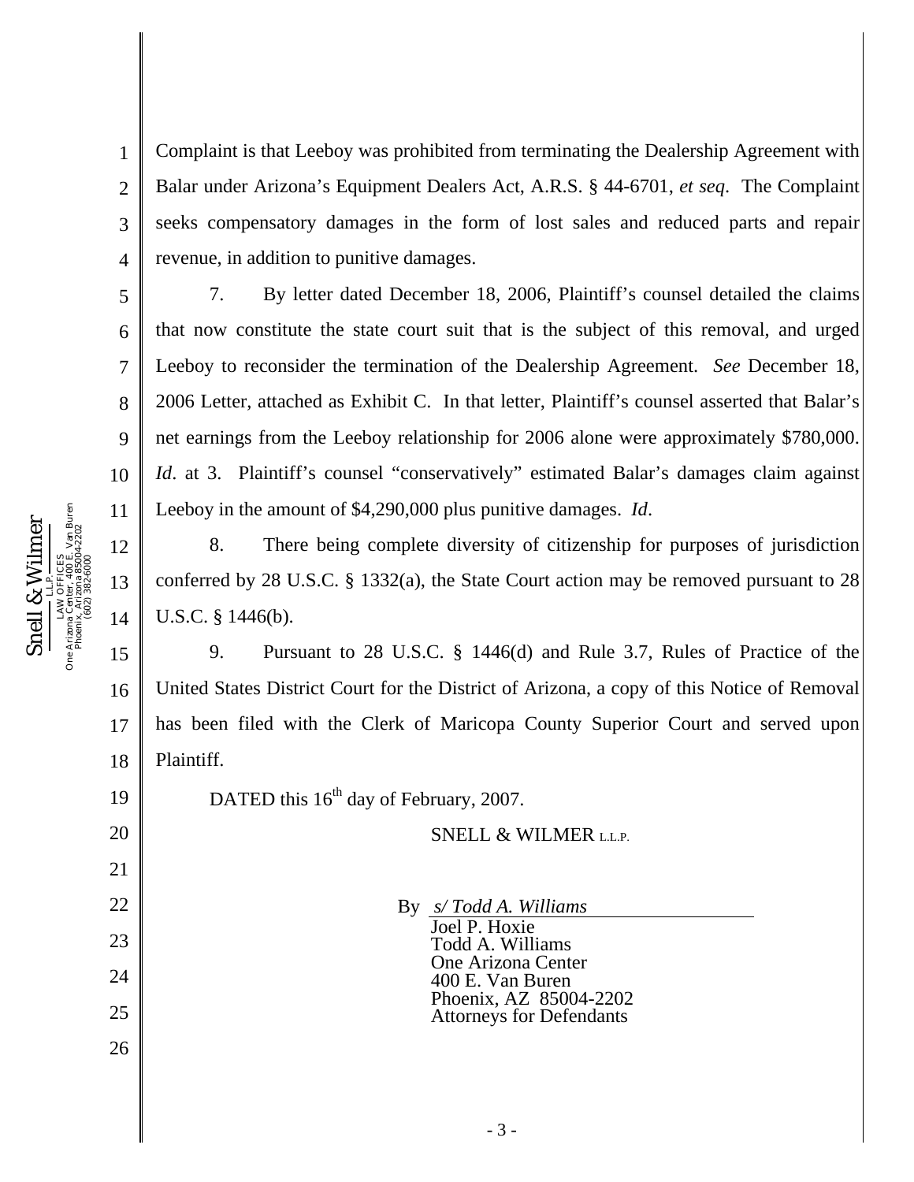Complaint is that Leeboy was prohibited from terminating the Dealership Agreement with Balar under Arizona's Equipment Dealers Act, A.R.S. § 44-6701, *et seq*. The Complaint seeks compensatory damages in the form of lost sales and reduced parts and repair revenue, in addition to punitive damages.

7. By letter dated December 18, 2006, Plaintiff's counsel detailed the claims that now constitute the state court suit that is the subject of this removal, and urged Leeboy to reconsider the termination of the Dealership Agreement. *See* December 18, 2006 Letter, attached as Exhibit C. In that letter, Plaintiff's counsel asserted that Balar's net earnings from the Leeboy relationship for 2006 alone were approximately $780,000. *Id*. at 3. Plaintiff's counsel "conservatively" estimated Balar's damages claim against Leeboy in the amount of $4,290,000 plus punitive damages. *Id*.

8. There being complete diversity of citizenship for purposes of jurisdiction conferred by 28 U.S.C. § 1332(a), the State Court action may be removed pursuant to 28 U.S.C. § 1446(b).

9. Pursuant to 28 U.S.C. § 1446(d) and Rule 3.7, Rules of Practice of the United States District Court for the District of Arizona, a copy of this Notice of Removal has been filed with the Clerk of Maricopa County Superior Court and served upon Plaintiff.

DATED this 16th day of February, 2007.

SNELL & WILMER L.L.P.

By *s/ Todd A. Williams*
Joel P. Hoxie
Todd A. Williams
One Arizona Center
400 E. Van Buren
Phoenix, AZ 85004-2202
Attorneys for Defendants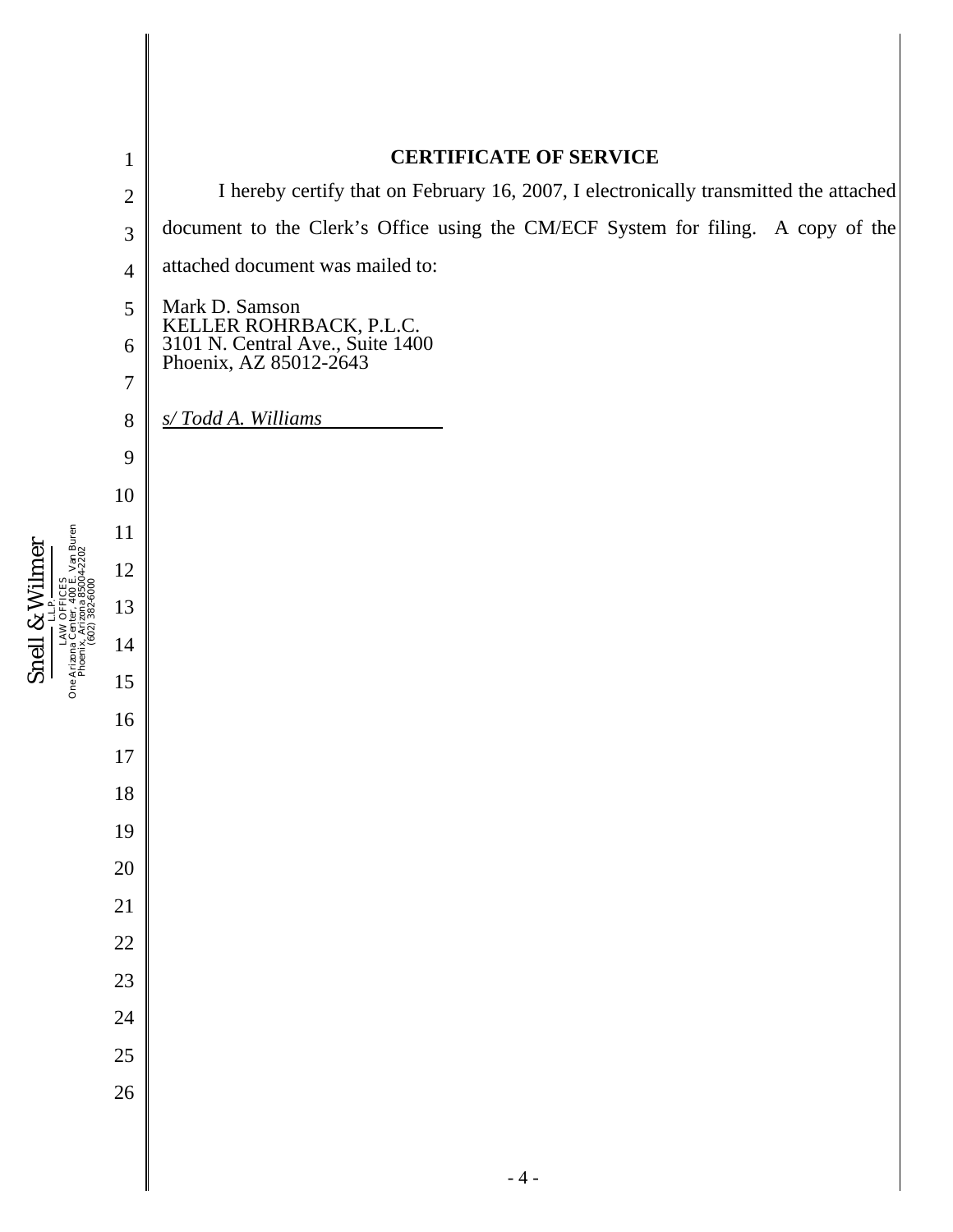**CERTIFICATE OF SERVICE**

I hereby certify that on February 16, 2007, I electronically transmitted the attached document to the Clerk's Office using the CM/ECF System for filing. A copy of the attached document was mailed to:

Mark D. Samson
KELLER ROHRBACK, P.L.C.
3101 N. Central Ave., Suite 1400
Phoenix, AZ 85012-2643

*s/ Todd A. Williams*